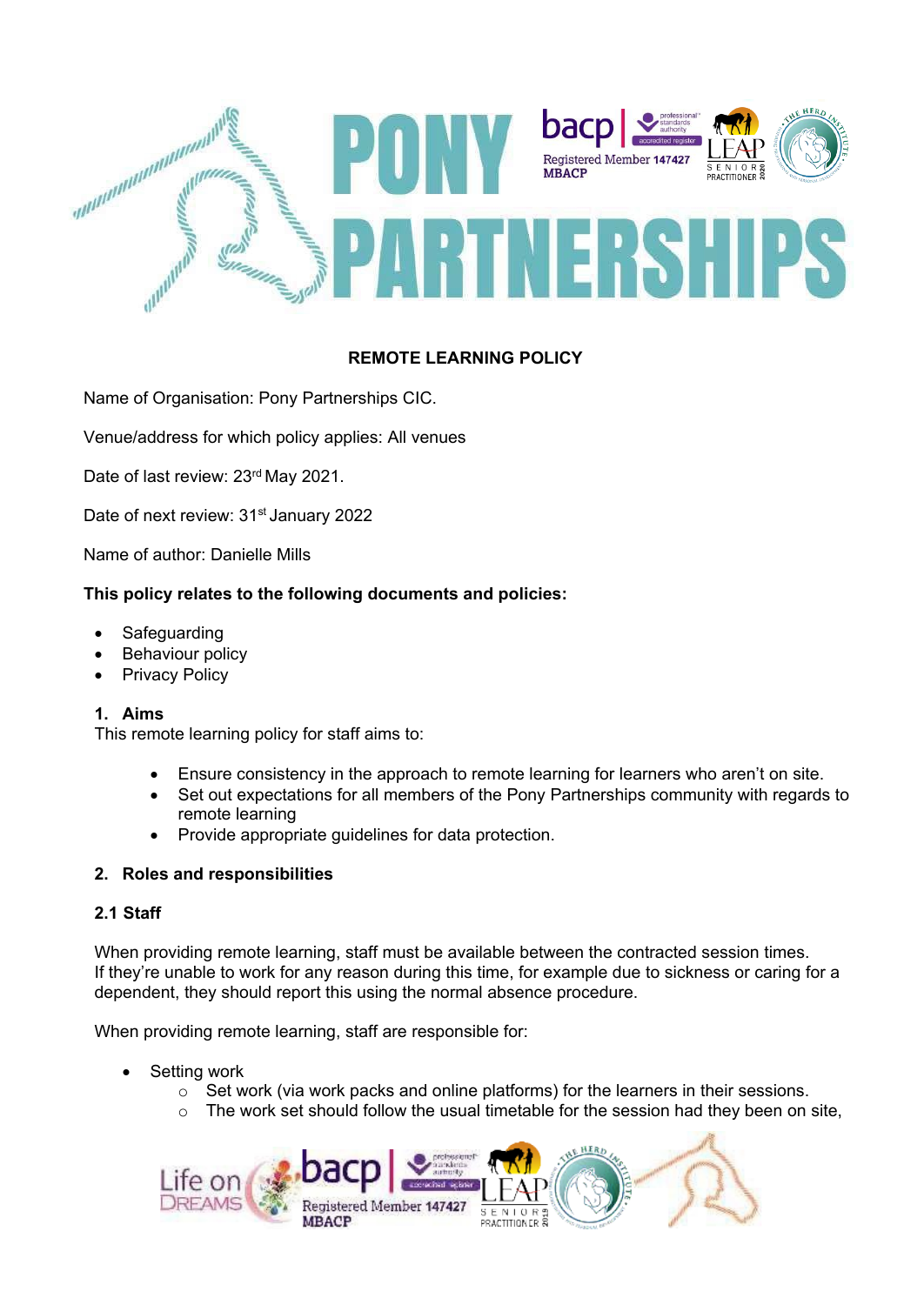## REMOTE LEARNING POLICY

Name of Organisation: Pony Partnerships CIC.

Venue/address for which policy applies: All venues

Date of last review: 23rd May 2021.

Date of next review: 31st January 2022

Name of author: Danielle Mills

**This policy relates to the following documents and policies:**

- Safeguarding
- Behaviour policy
- Privacy Policy

### 1. Aims

This remote learning policy for staff aims to:

- Ensure consistency in the approach to remote learning for learners who aren't on site.
- Set out expectations for all members of the Pony Partnerships community with regards to remote learning
- Provide appropriate guidelines for data protection.

### 2. Roles and responsibilities

#### 2.1 Staff

When providing remote learning, staff must be available between the contracted session times. If they're unable to work for any reason during this time, for example due to sickness or caring for a dependent, they should report this using the normal absence procedure.

When providing remote learning, staff are responsible for:

- Setting work
  - Set work (via work packs and online platforms) for the learners in their sessions.
  - The work set should follow the usual timetable for the session had they been on site,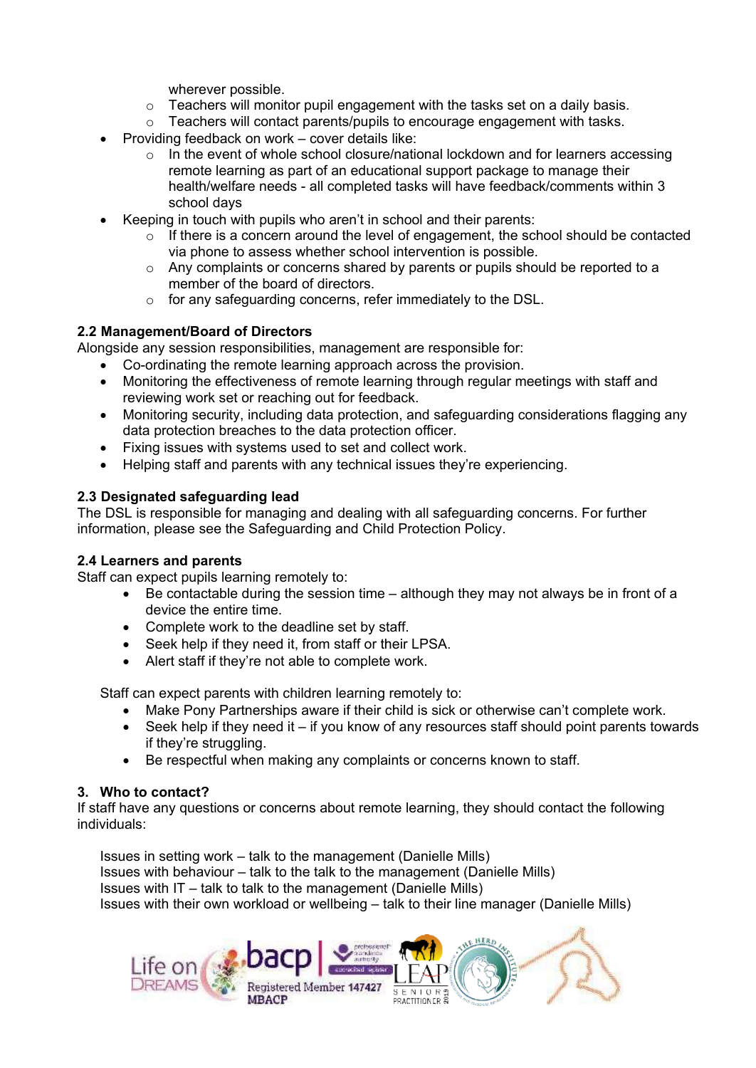wherever possible.
  - Teachers will monitor pupil engagement with the tasks set on a daily basis.
  - Teachers will contact parents/pupils to encourage engagement with tasks.
- Providing feedback on work – cover details like:
  - In the event of whole school closure/national lockdown and for learners accessing remote learning as part of an educational support package to manage their health/welfare needs - all completed tasks will have feedback/comments within 3 school days
- Keeping in touch with pupils who aren't in school and their parents:
  - If there is a concern around the level of engagement, the school should be contacted via phone to assess whether school intervention is possible.
  - Any complaints or concerns shared by parents or pupils should be reported to a member of the board of directors.
  - for any safeguarding concerns, refer immediately to the DSL.

**2.2 Management/Board of Directors**

Alongside any session responsibilities, management are responsible for:

- Co-ordinating the remote learning approach across the provision.
- Monitoring the effectiveness of remote learning through regular meetings with staff and reviewing work set or reaching out for feedback.
- Monitoring security, including data protection, and safeguarding considerations flagging any data protection breaches to the data protection officer.
- Fixing issues with systems used to set and collect work.
- Helping staff and parents with any technical issues they're experiencing.

**2.3 Designated safeguarding lead**

The DSL is responsible for managing and dealing with all safeguarding concerns. For further information, please see the Safeguarding and Child Protection Policy.

**2.4 Learners and parents**

Staff can expect pupils learning remotely to:

- Be contactable during the session time – although they may not always be in front of a device the entire time.
- Complete work to the deadline set by staff.
- Seek help if they need it, from staff or their LPSA.
- Alert staff if they're not able to complete work.

Staff can expect parents with children learning remotely to:

- Make Pony Partnerships aware if their child is sick or otherwise can't complete work.
- Seek help if they need it – if you know of any resources staff should point parents towards if they're struggling.
- Be respectful when making any complaints or concerns known to staff.

**3. Who to contact?**

If staff have any questions or concerns about remote learning, they should contact the following individuals:

Issues in setting work – talk to the management (Danielle Mills)
Issues with behaviour – talk to the talk to the management (Danielle Mills)
Issues with IT – talk to talk to the management (Danielle Mills)
Issues with their own workload or wellbeing – talk to their line manager (Danielle Mills)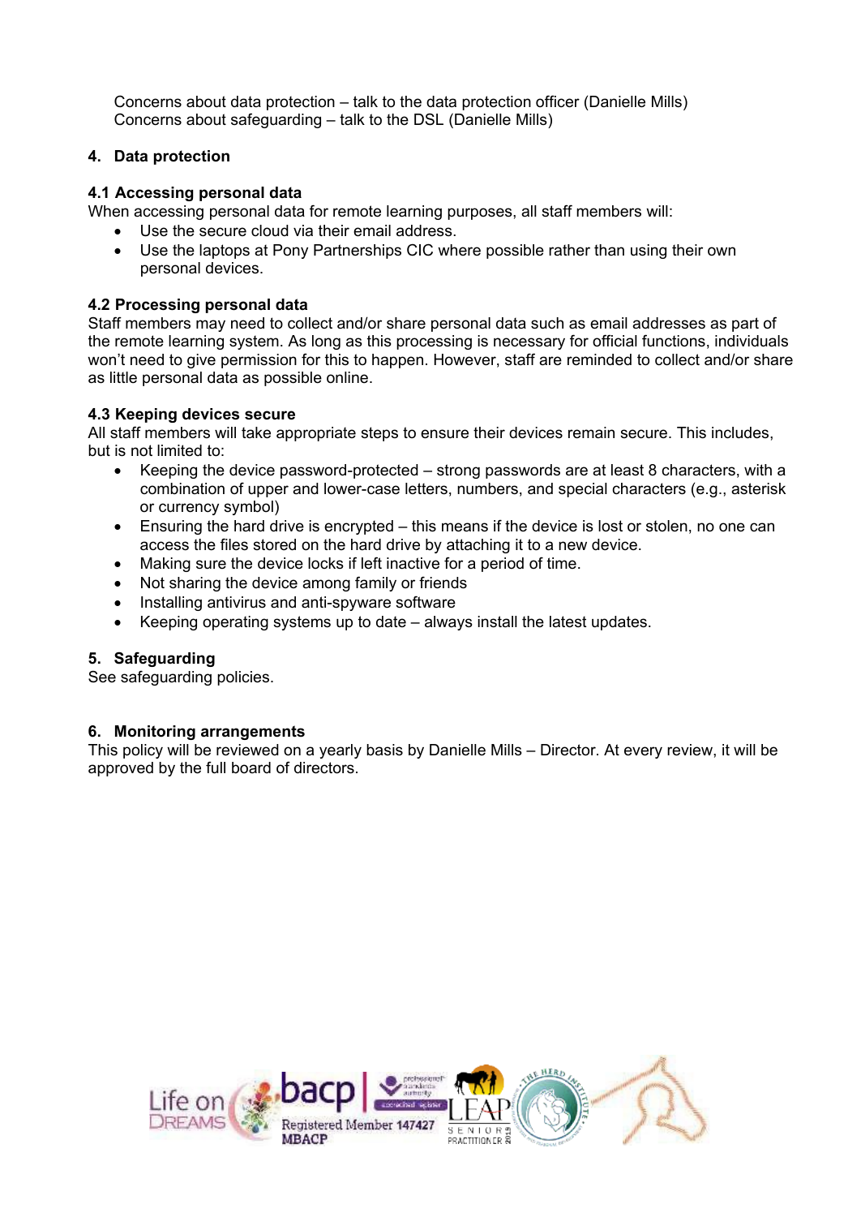Concerns about data protection – talk to the data protection officer (Danielle Mills)
Concerns about safeguarding – talk to the DSL (Danielle Mills)

## 4. Data protection

### 4.1 Accessing personal data

When accessing personal data for remote learning purposes, all staff members will:

- Use the secure cloud via their email address.
- Use the laptops at Pony Partnerships CIC where possible rather than using their own personal devices.

### 4.2 Processing personal data

Staff members may need to collect and/or share personal data such as email addresses as part of the remote learning system. As long as this processing is necessary for official functions, individuals won't need to give permission for this to happen. However, staff are reminded to collect and/or share as little personal data as possible online.

### 4.3 Keeping devices secure

All staff members will take appropriate steps to ensure their devices remain secure. This includes, but is not limited to:

- Keeping the device password-protected – strong passwords are at least 8 characters, with a combination of upper and lower-case letters, numbers, and special characters (e.g., asterisk or currency symbol)
- Ensuring the hard drive is encrypted – this means if the device is lost or stolen, no one can access the files stored on the hard drive by attaching it to a new device.
- Making sure the device locks if left inactive for a period of time.
- Not sharing the device among family or friends
- Installing antivirus and anti-spyware software
- Keeping operating systems up to date – always install the latest updates.

## 5. Safeguarding

See safeguarding policies.

## 6. Monitoring arrangements

This policy will be reviewed on a yearly basis by Danielle Mills – Director. At every review, it will be approved by the full board of directors.